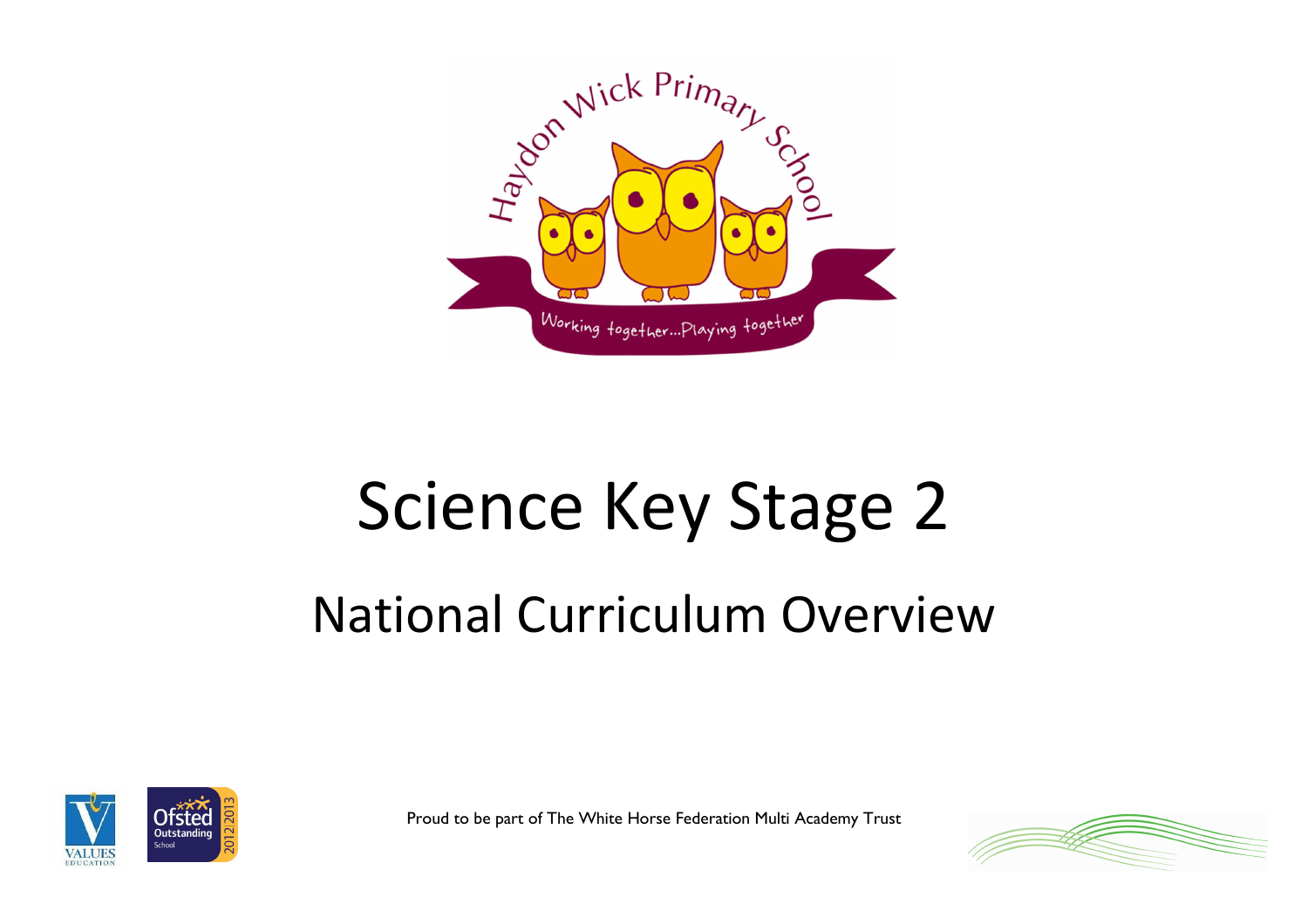Haydon Wick Primary School

Working together...Playing together

# Science Key Stage 2

## National Curriculum Overview

Proud to be part of The White Horse Federation Multi Academy Trust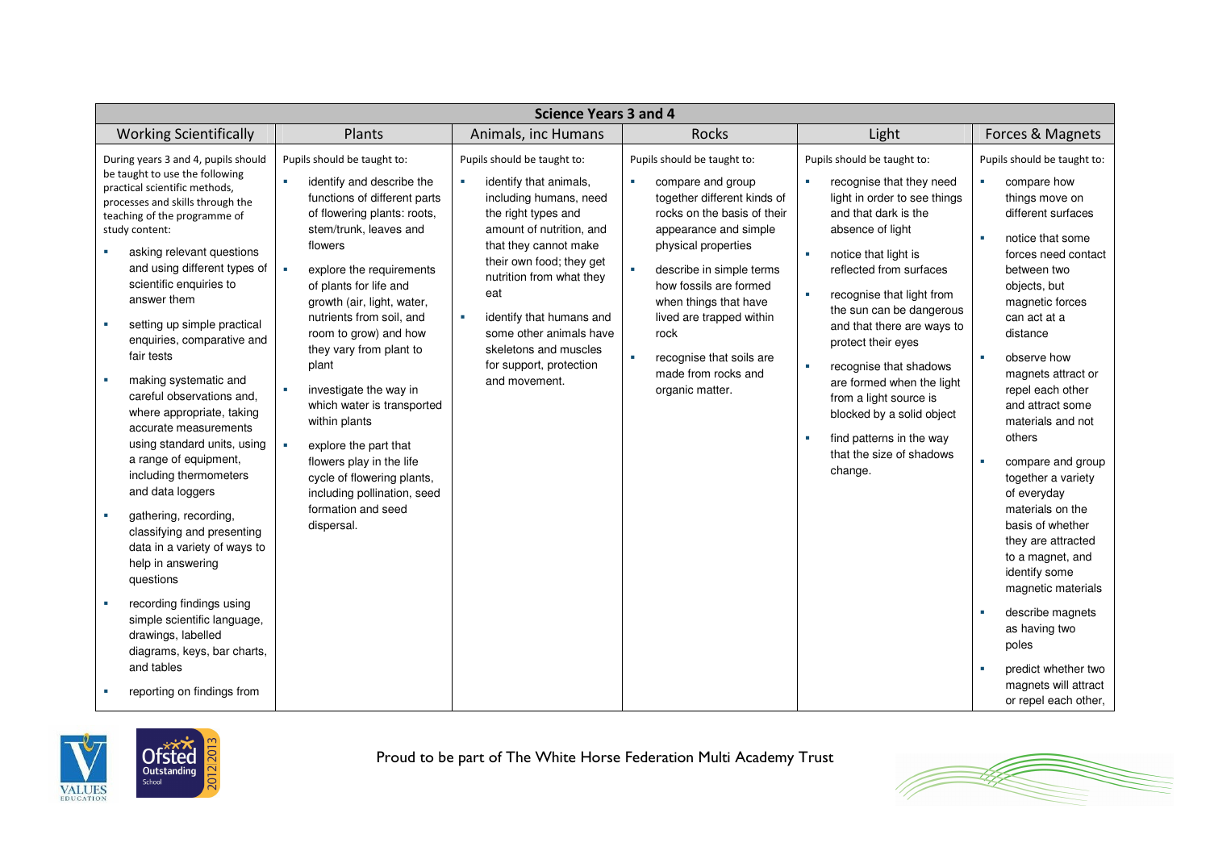| Science Years 3 and 4 | | | | | |
|---|---|---|---|---|---|
| Working Scientifically | Plants | Animals, inc Humans | Rocks | Light | Forces & Magnets |
| During years 3 and 4, pupils should be taught to use the following practical scientific methods, processes and skills through the teaching of the programme of study content:<br>▪ asking relevant questions and using different types of scientific enquiries to answer them<br>▪ setting up simple practical enquiries, comparative and fair tests<br>▪ making systematic and careful observations and, where appropriate, taking accurate measurements using standard units, using a range of equipment, including thermometers and data loggers<br>▪ gathering, recording, classifying and presenting data in a variety of ways to help in answering questions<br>▪ recording findings using simple scientific language, drawings, labelled diagrams, keys, bar charts, and tables<br>▪ reporting on findings from | Pupils should be taught to:<br>▪ identify and describe the functions of different parts of flowering plants: roots, stem/trunk, leaves and flowers<br>▪ explore the requirements of plants for life and growth (air, light, water, nutrients from soil, and room to grow) and how they vary from plant to plant<br>▪ investigate the way in which water is transported within plants<br>▪ explore the part that flowers play in the life cycle of flowering plants, including pollination, seed formation and seed dispersal. | Pupils should be taught to:<br>▪ identify that animals, including humans, need the right types and amount of nutrition, and that they cannot make their own food; they get nutrition from what they eat<br>▪ identify that humans and some other animals have skeletons and muscles for support, protection and movement. | Pupils should be taught to:<br>▪ compare and group together different kinds of rocks on the basis of their appearance and simple physical properties<br>▪ describe in simple terms how fossils are formed when things that have lived are trapped within rock<br>▪ recognise that soils are made from rocks and organic matter. | Pupils should be taught to:<br>▪ recognise that they need light in order to see things and that dark is the absence of light<br>▪ notice that light is reflected from surfaces<br>▪ recognise that light from the sun can be dangerous and that there are ways to protect their eyes<br>▪ recognise that shadows are formed when the light from a light source is blocked by a solid object<br>▪ find patterns in the way that the size of shadows change. | Pupils should be taught to:<br>▪ compare how things move on different surfaces<br>▪ notice that some forces need contact between two objects, but magnetic forces can act at a distance<br>▪ observe how magnets attract or repel each other and attract some materials and not others<br>▪ compare and group together a variety of everyday materials on the basis of whether they are attracted to a magnet, and identify some magnetic materials<br>▪ describe magnets as having two poles<br>▪ predict whether two magnets will attract or repel each other, |

Proud to be part of The White Horse Federation Multi Academy Trust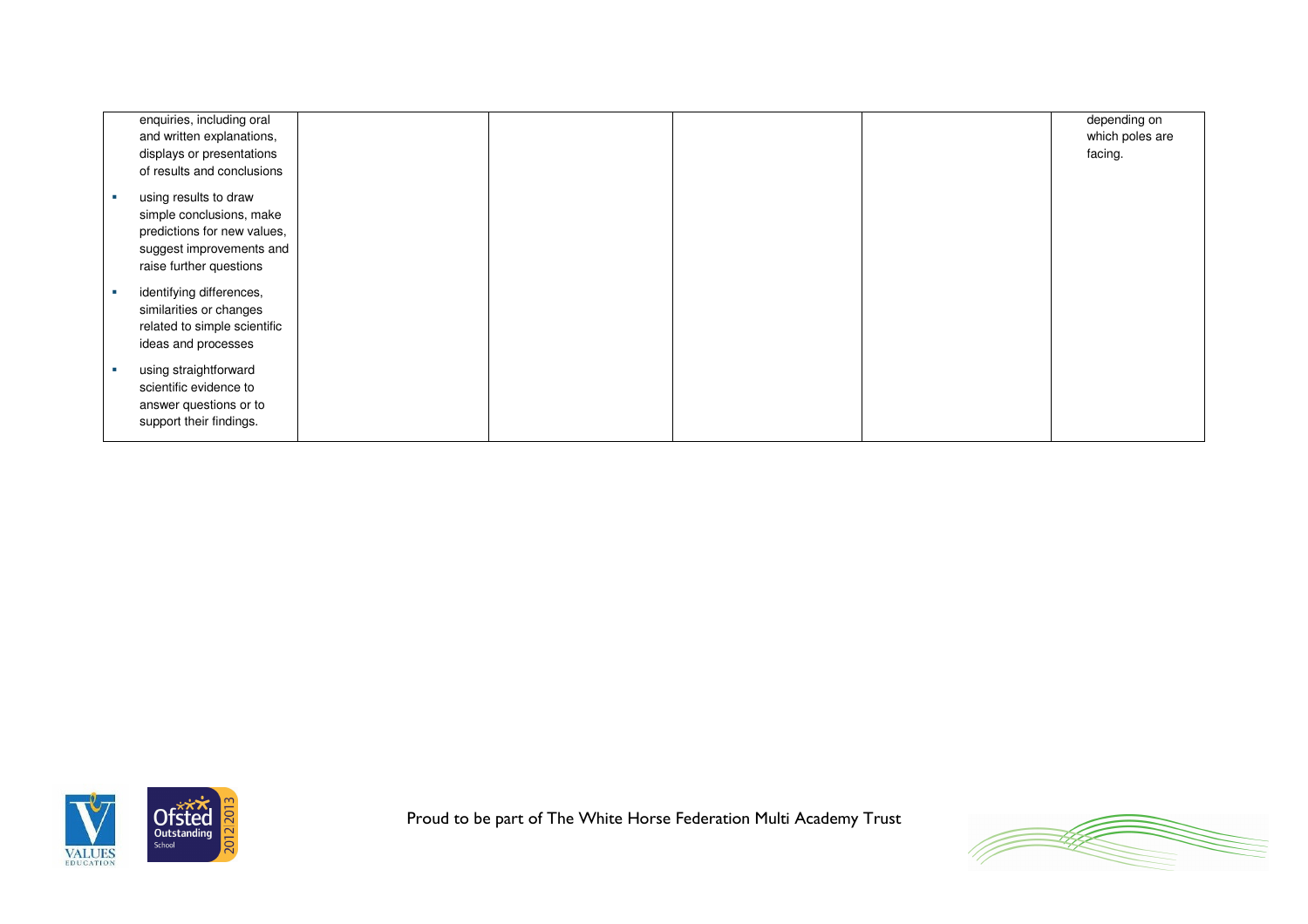| | | | | | |
|---|---|---|---|---|---|
| enquiries, including oral and written explanations, displays or presentations of results and conclusions<br>▪ using results to draw simple conclusions, make predictions for new values, suggest improvements and raise further questions<br>▪ identifying differences, similarities or changes related to simple scientific ideas and processes<br>▪ using straightforward scientific evidence to answer questions or to support their findings. | | | | | depending on which poles are facing. |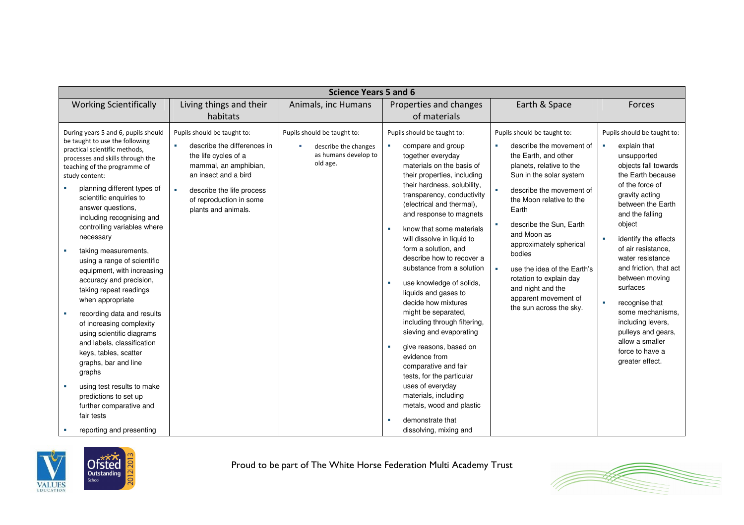| Science Years 5 and 6 | | | | | |
|---|---|---|---|---|---|
| Working Scientifically | Living things and their habitats | Animals, inc Humans | Properties and changes of materials | Earth & Space | Forces |
| During years 5 and 6, pupils should be taught to use the following practical scientific methods, processes and skills through the teaching of the programme of study content:<br>▪ planning different types of scientific enquiries to answer questions, including recognising and controlling variables where necessary<br>▪ taking measurements, using a range of scientific equipment, with increasing accuracy and precision, taking repeat readings when appropriate<br>▪ recording data and results of increasing complexity using scientific diagrams and labels, classification keys, tables, scatter graphs, bar and line graphs<br>▪ using test results to make predictions to set up further comparative and fair tests<br>▪ reporting and presenting | Pupils should be taught to:<br>▪ describe the differences in the life cycles of a mammal, an amphibian, an insect and a bird<br>▪ describe the life process of reproduction in some plants and animals. | Pupils should be taught to:<br>▪ describe the changes as humans develop to old age. | Pupils should be taught to:<br>▪ compare and group together everyday materials on the basis of their properties, including their hardness, solubility, transparency, conductivity (electrical and thermal), and response to magnets<br>▪ know that some materials will dissolve in liquid to form a solution, and describe how to recover a substance from a solution<br>▪ use knowledge of solids, liquids and gases to decide how mixtures might be separated, including through filtering, sieving and evaporating<br>▪ give reasons, based on evidence from comparative and fair tests, for the particular uses of everyday materials, including metals, wood and plastic<br>▪ demonstrate that dissolving, mixing and | Pupils should be taught to:<br>▪ describe the movement of the Earth, and other planets, relative to the Sun in the solar system<br>▪ describe the movement of the Moon relative to the Earth<br>▪ describe the Sun, Earth and Moon as approximately spherical bodies<br>▪ use the idea of the Earth's rotation to explain day and night and the apparent movement of the sun across the sky. | Pupils should be taught to:<br>▪ explain that unsupported objects fall towards the Earth because of the force of gravity acting between the Earth and the falling object<br>▪ identify the effects of air resistance, water resistance and friction, that act between moving surfaces<br>▪ recognise that some mechanisms, including levers, pulleys and gears, allow a smaller force to have a greater effect. |

Proud to be part of The White Horse Federation Multi Academy Trust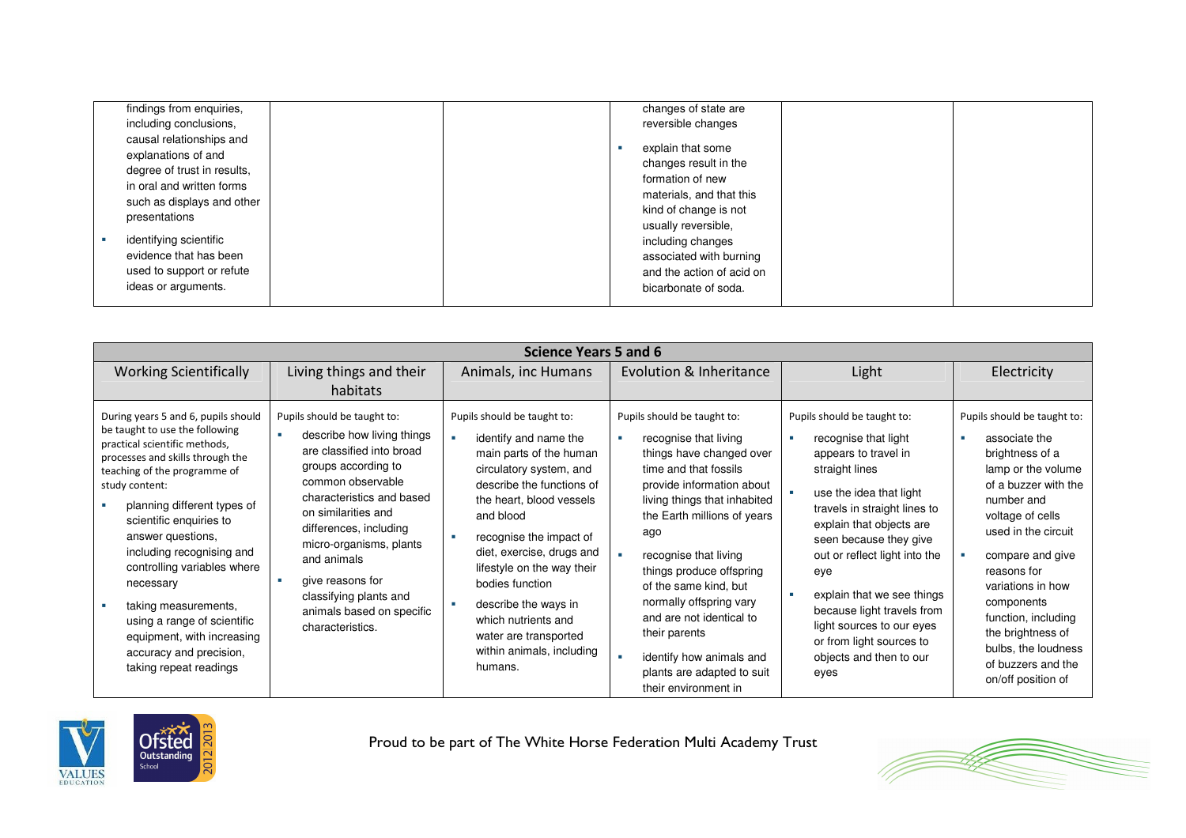| | | | | | |
|---|---|---|---|---|---|
| findings from enquiries, including conclusions, causal relationships and explanations of and degree of trust in results, in oral and written forms such as displays and other presentations<br>- identifying scientific evidence that has been used to support or refute ideas or arguments. | | | changes of state are reversible changes<br>- explain that some changes result in the formation of new materials, and that this kind of change is not usually reversible, including changes associated with burning and the action of acid on bicarbonate of soda. | | |

| Science Years 5 and 6 | | | | | |
|---|---|---|---|---|---|
| **Working Scientifically** | **Living things and their habitats** | **Animals, inc Humans** | **Evolution & Inheritance** | **Light** | **Electricity** |
| During years 5 and 6, pupils should be taught to use the following practical scientific methods, processes and skills through the teaching of the programme of study content:<br>- planning different types of scientific enquiries to answer questions, including recognising and controlling variables where necessary<br>- taking measurements, using a range of scientific equipment, with increasing accuracy and precision, taking repeat readings | Pupils should be taught to:<br>- describe how living things are classified into broad groups according to common observable characteristics and based on similarities and differences, including micro-organisms, plants and animals<br>- give reasons for classifying plants and animals based on specific characteristics. | Pupils should be taught to:<br>- identify and name the main parts of the human circulatory system, and describe the functions of the heart, blood vessels and blood<br>- recognise the impact of diet, exercise, drugs and lifestyle on the way their bodies function<br>- describe the ways in which nutrients and water are transported within animals, including humans. | Pupils should be taught to:<br>- recognise that living things have changed over time and that fossils provide information about living things that inhabited the Earth millions of years ago<br>- recognise that living things produce offspring of the same kind, but normally offspring vary and are not identical to their parents<br>- identify how animals and plants are adapted to suit their environment in | Pupils should be taught to:<br>- recognise that light appears to travel in straight lines<br>- use the idea that light travels in straight lines to explain that objects are seen because they give out or reflect light into the eye<br>- explain that we see things because light travels from light sources to our eyes or from light sources to objects and then to our eyes | Pupils should be taught to:<br>- associate the brightness of a lamp or the volume of a buzzer with the number and voltage of cells used in the circuit<br>- compare and give reasons for variations in how components function, including the brightness of bulbs, the loudness of buzzers and the on/off position of |

Proud to be part of The White Horse Federation Multi Academy Trust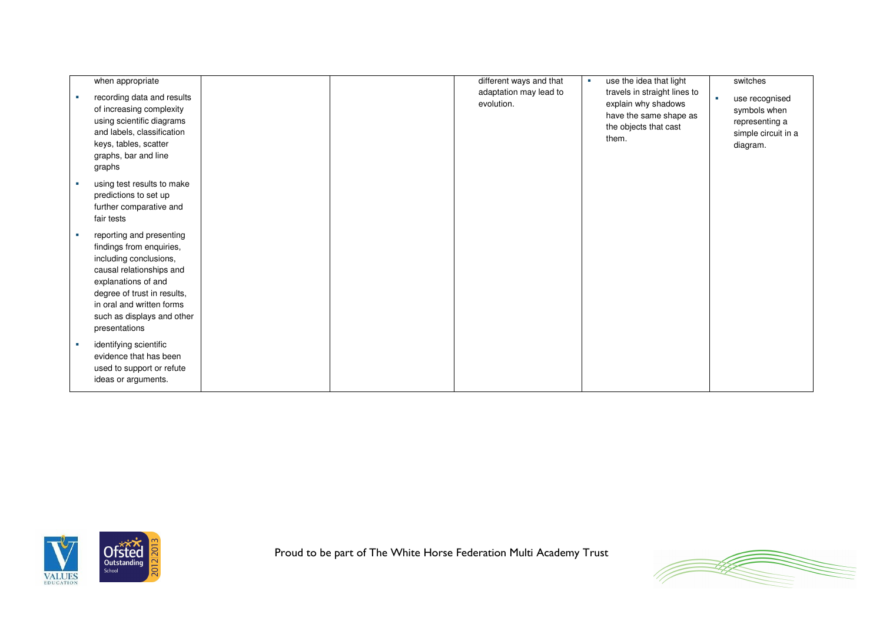| | | | | | |
|---|---|---|---|---|---|
| when appropriate<br>- recording data and results of increasing complexity using scientific diagrams and labels, classification keys, tables, scatter graphs, bar and line graphs<br>- using test results to make predictions to set up further comparative and fair tests<br>- reporting and presenting findings from enquiries, including conclusions, causal relationships and explanations of and degree of trust in results, in oral and written forms such as displays and other presentations<br>- identifying scientific evidence that has been used to support or refute ideas or arguments. | | | different ways and that adaptation may lead to evolution. | - use the idea that light travels in straight lines to explain why shadows have the same shape as the objects that cast them. | switches<br>- use recognised symbols when representing a simple circuit in a diagram. |

Proud to be part of The White Horse Federation Multi Academy Trust